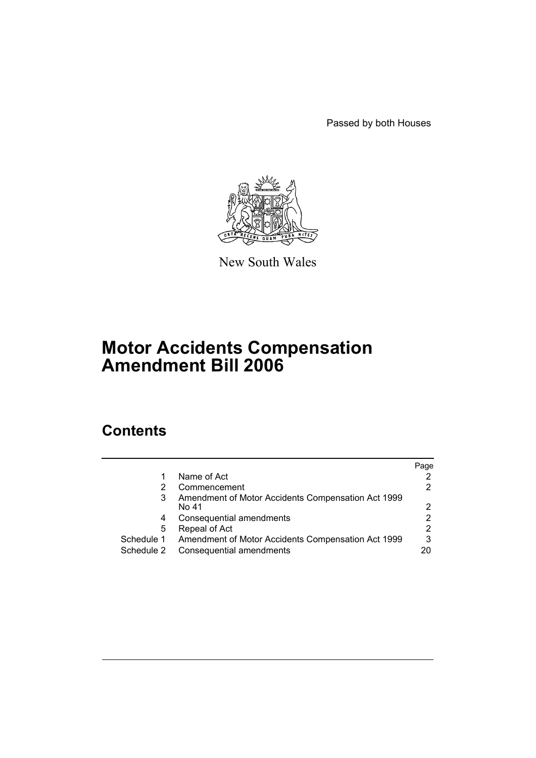Passed by both Houses

New South Wales

# Motor Accidents Compensation Amendment Bill 2006

## Contents

| | | Page |
|---|---|---|
| 1 | Name of Act | 2 |
| 2 | Commencement | 2 |
| 3 | Amendment of Motor Accidents Compensation Act 1999 No 41 | 2 |
| 4 | Consequential amendments | 2 |
| 5 | Repeal of Act | 2 |
| Schedule 1 | Amendment of Motor Accidents Compensation Act 1999 | 3 |
| Schedule 2 | Consequential amendments | 20 |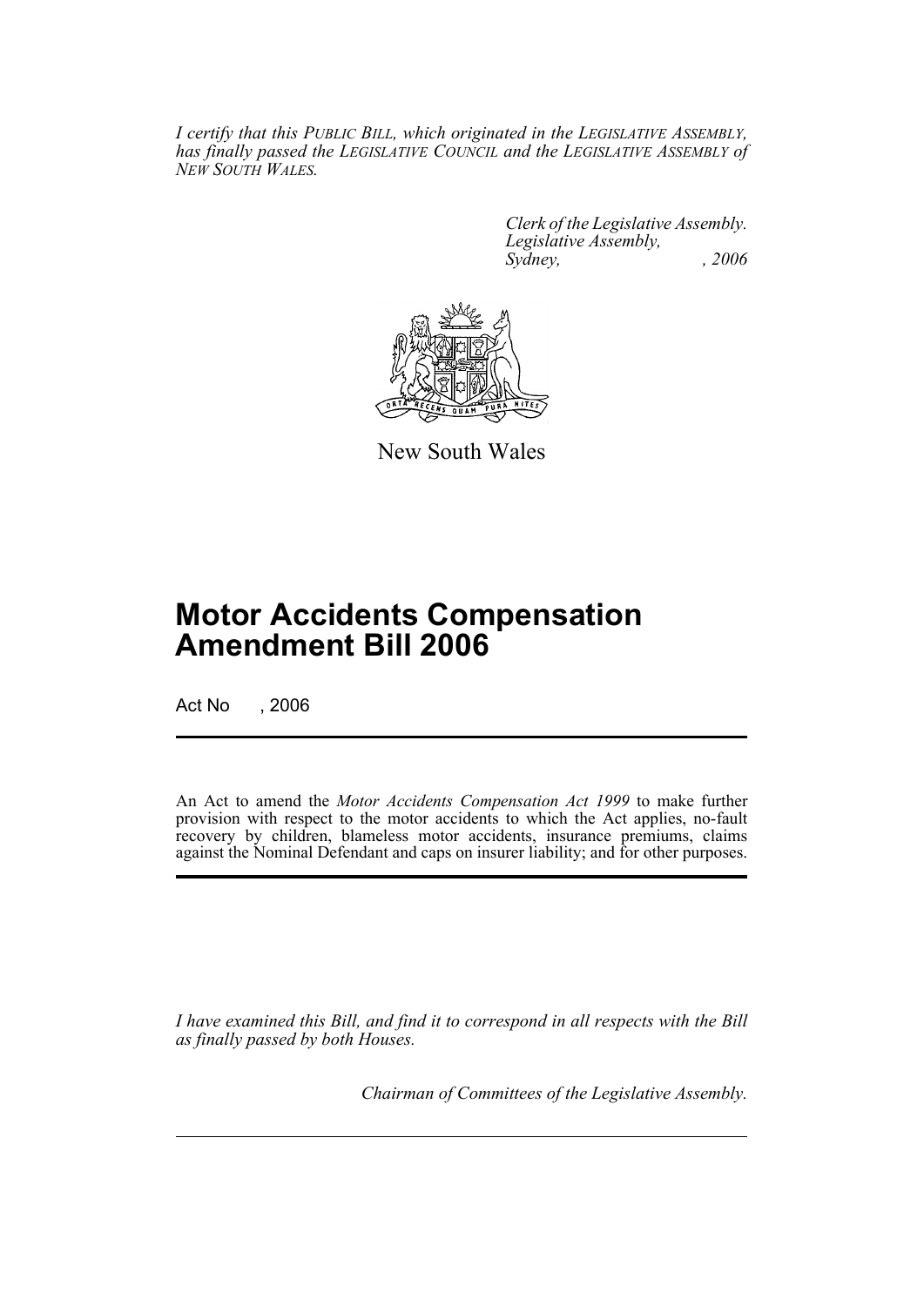*I certify that this PUBLIC BILL, which originated in the LEGISLATIVE ASSEMBLY, has finally passed the LEGISLATIVE COUNCIL and the LEGISLATIVE ASSEMBLY of NEW SOUTH WALES.*

*Clerk of the Legislative Assembly.*
*Legislative Assembly,*
*Sydney, , 2006*

New South Wales

# Motor Accidents Compensation Amendment Bill 2006

Act No , 2006

An Act to amend the *Motor Accidents Compensation Act 1999* to make further provision with respect to the motor accidents to which the Act applies, no-fault recovery by children, blameless motor accidents, insurance premiums, claims against the Nominal Defendant and caps on insurer liability; and for other purposes.

*I have examined this Bill, and find it to correspond in all respects with the Bill as finally passed by both Houses.*

*Chairman of Committees of the Legislative Assembly.*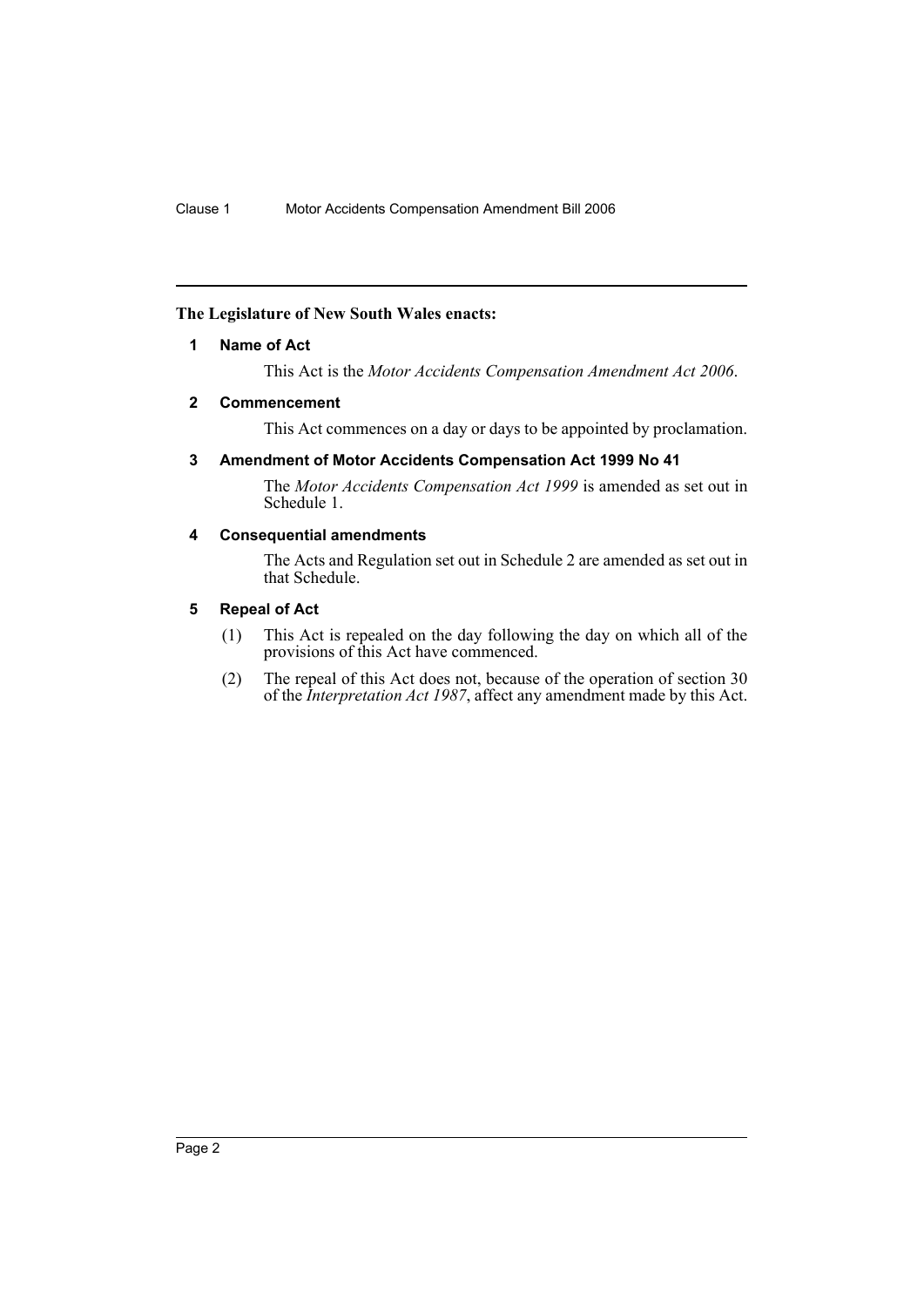**The Legislature of New South Wales enacts:**

## 1 Name of Act

This Act is the *Motor Accidents Compensation Amendment Act 2006*.

## 2 Commencement

This Act commences on a day or days to be appointed by proclamation.

## 3 Amendment of Motor Accidents Compensation Act 1999 No 41

The *Motor Accidents Compensation Act 1999* is amended as set out in Schedule 1.

## 4 Consequential amendments

The Acts and Regulation set out in Schedule 2 are amended as set out in that Schedule.

## 5 Repeal of Act

(1) This Act is repealed on the day following the day on which all of the provisions of this Act have commenced.

(2) The repeal of this Act does not, because of the operation of section 30 of the *Interpretation Act 1987*, affect any amendment made by this Act.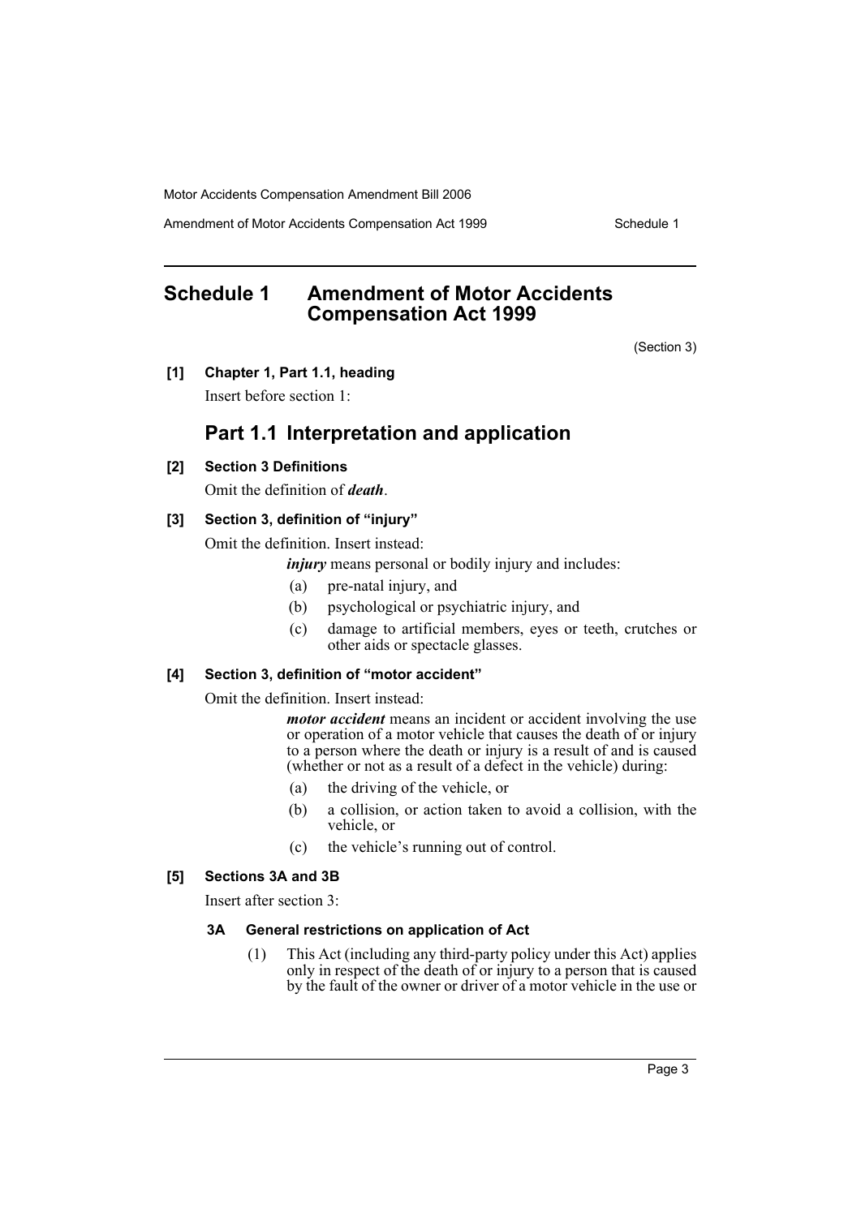## Schedule 1 Amendment of Motor Accidents Compensation Act 1999

(Section 3)

**[1] Chapter 1, Part 1.1, heading**

Insert before section 1:

### Part 1.1 Interpretation and application

**[2] Section 3 Definitions**

Omit the definition of ***death***.

**[3] Section 3, definition of "injury"**

Omit the definition. Insert instead:

> ***injury*** means personal or bodily injury and includes:
>
> (a) pre-natal injury, and
>
> (b) psychological or psychiatric injury, and
>
> (c) damage to artificial members, eyes or teeth, crutches or other aids or spectacle glasses.

**[4] Section 3, definition of "motor accident"**

Omit the definition. Insert instead:

> ***motor accident*** means an incident or accident involving the use or operation of a motor vehicle that causes the death of or injury to a person where the death or injury is a result of and is caused (whether or not as a result of a defect in the vehicle) during:
>
> (a) the driving of the vehicle, or
>
> (b) a collision, or action taken to avoid a collision, with the vehicle, or
>
> (c) the vehicle's running out of control.

**[5] Sections 3A and 3B**

Insert after section 3:

> **3A General restrictions on application of Act**
>
> (1) This Act (including any third-party policy under this Act) applies only in respect of the death of or injury to a person that is caused by the fault of the owner or driver of a motor vehicle in the use or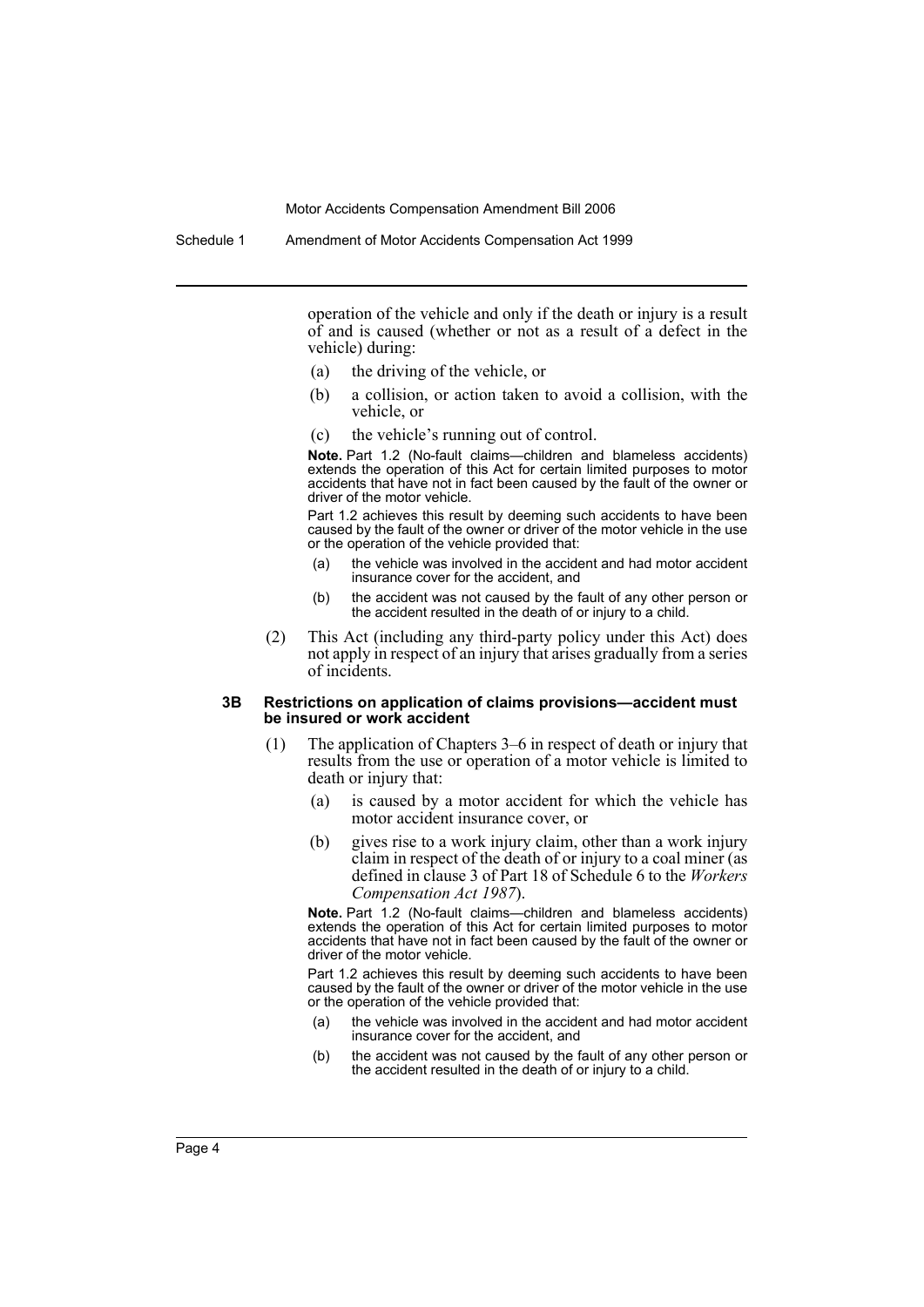operation of the vehicle and only if the death or injury is a result of and is caused (whether or not as a result of a defect in the vehicle) during:

(a) the driving of the vehicle, or

(b) a collision, or action taken to avoid a collision, with the vehicle, or

(c) the vehicle's running out of control.

**Note.** Part 1.2 (No-fault claims—children and blameless accidents) extends the operation of this Act for certain limited purposes to motor accidents that have not in fact been caused by the fault of the owner or driver of the motor vehicle.

Part 1.2 achieves this result by deeming such accidents to have been caused by the fault of the owner or driver of the motor vehicle in the use or the operation of the vehicle provided that:

(a) the vehicle was involved in the accident and had motor accident insurance cover for the accident, and

(b) the accident was not caused by the fault of any other person or the accident resulted in the death of or injury to a child.

(2) This Act (including any third-party policy under this Act) does not apply in respect of an injury that arises gradually from a series of incidents.

#### 3B Restrictions on application of claims provisions—accident must be insured or work accident

(1) The application of Chapters 3–6 in respect of death or injury that results from the use or operation of a motor vehicle is limited to death or injury that:

(a) is caused by a motor accident for which the vehicle has motor accident insurance cover, or

(b) gives rise to a work injury claim, other than a work injury claim in respect of the death of or injury to a coal miner (as defined in clause 3 of Part 18 of Schedule 6 to the *Workers Compensation Act 1987*).

**Note.** Part 1.2 (No-fault claims—children and blameless accidents) extends the operation of this Act for certain limited purposes to motor accidents that have not in fact been caused by the fault of the owner or driver of the motor vehicle.

Part 1.2 achieves this result by deeming such accidents to have been caused by the fault of the owner or driver of the motor vehicle in the use or the operation of the vehicle provided that:

(a) the vehicle was involved in the accident and had motor accident insurance cover for the accident, and

(b) the accident was not caused by the fault of any other person or the accident resulted in the death of or injury to a child.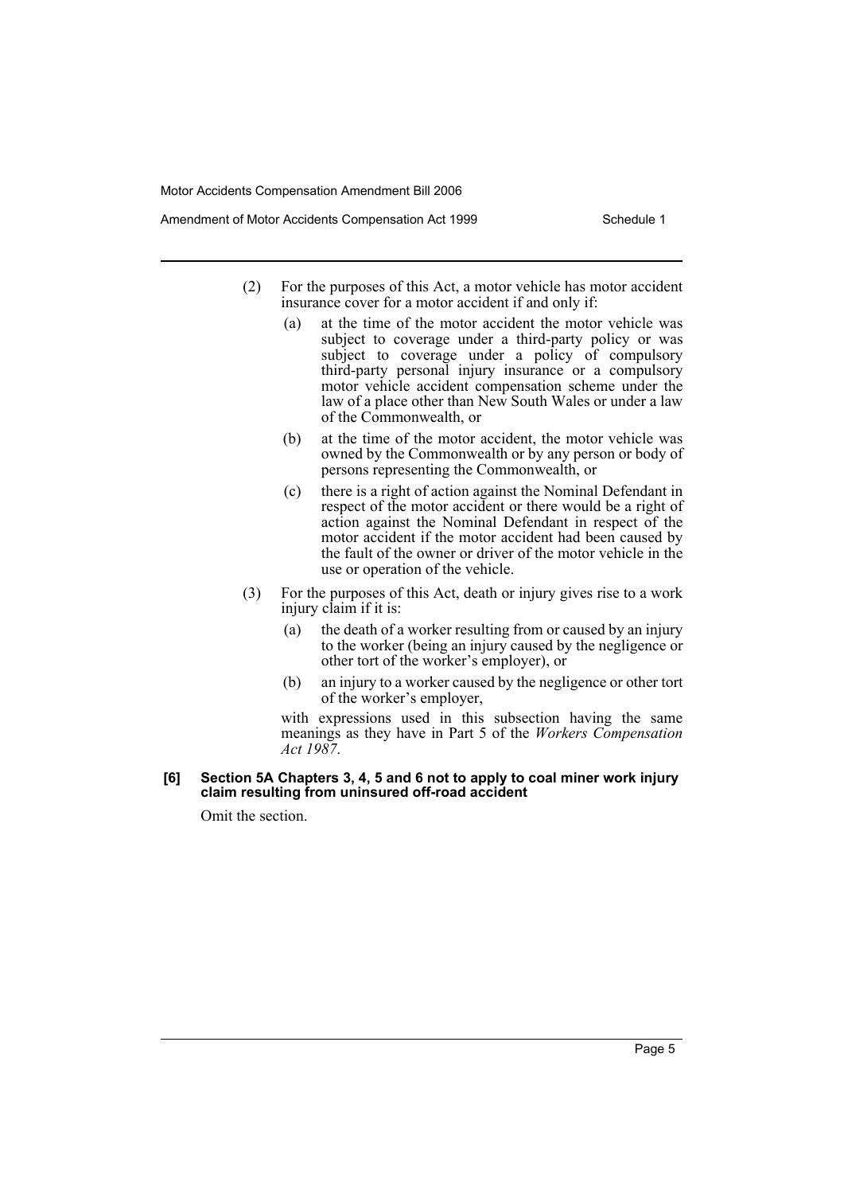(2) For the purposes of this Act, a motor vehicle has motor accident insurance cover for a motor accident if and only if:

(a) at the time of the motor accident the motor vehicle was subject to coverage under a third-party policy or was subject to coverage under a policy of compulsory third-party personal injury insurance or a compulsory motor vehicle accident compensation scheme under the law of a place other than New South Wales or under a law of the Commonwealth, or

(b) at the time of the motor accident, the motor vehicle was owned by the Commonwealth or by any person or body of persons representing the Commonwealth, or

(c) there is a right of action against the Nominal Defendant in respect of the motor accident or there would be a right of action against the Nominal Defendant in respect of the motor accident if the motor accident had been caused by the fault of the owner or driver of the motor vehicle in the use or operation of the vehicle.

(3) For the purposes of this Act, death or injury gives rise to a work injury claim if it is:

(a) the death of a worker resulting from or caused by an injury to the worker (being an injury caused by the negligence or other tort of the worker's employer), or

(b) an injury to a worker caused by the negligence or other tort of the worker's employer,

with expressions used in this subsection having the same meanings as they have in Part 5 of the *Workers Compensation Act 1987*.

**[6] Section 5A Chapters 3, 4, 5 and 6 not to apply to coal miner work injury claim resulting from uninsured off-road accident**

Omit the section.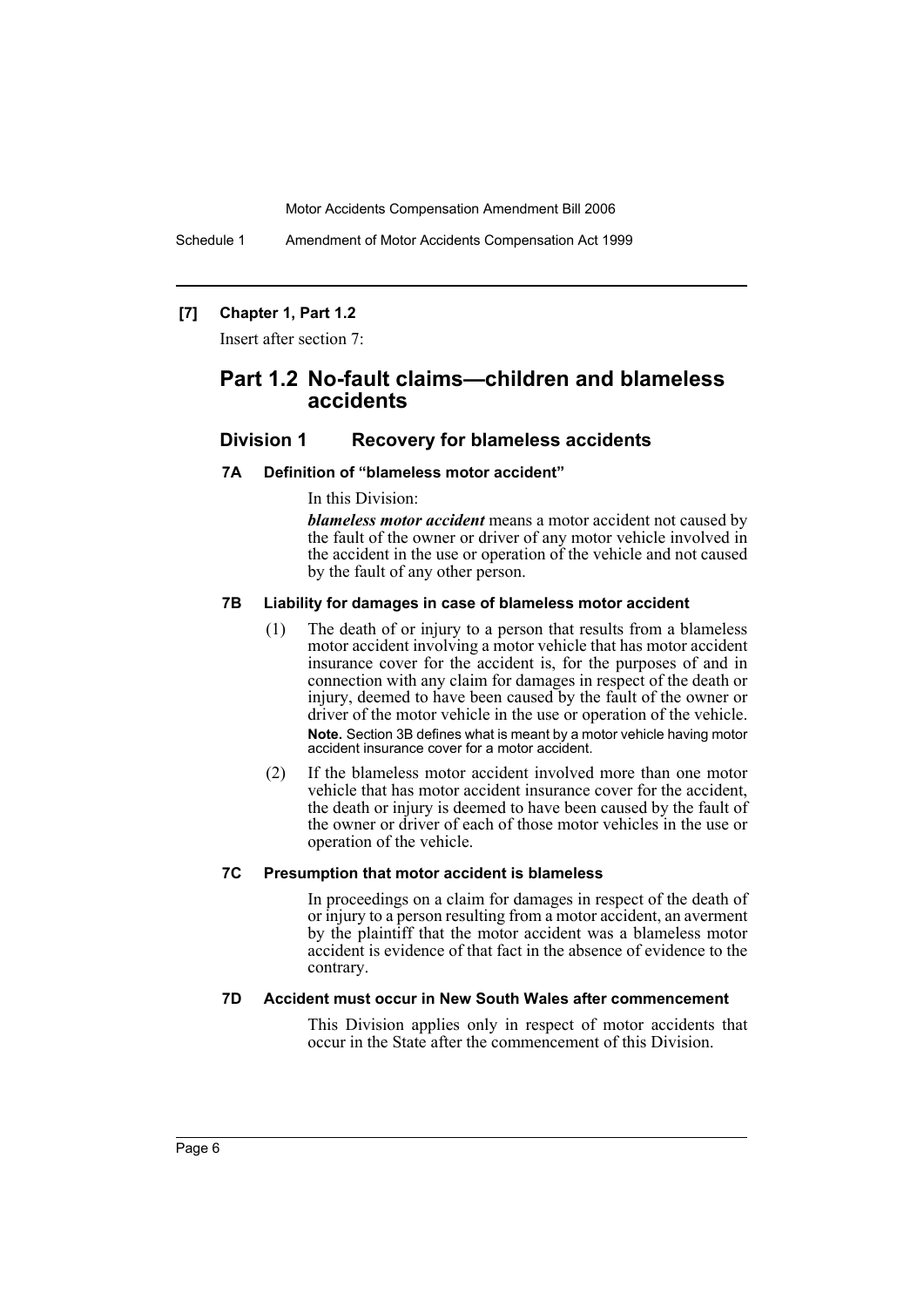**[7] Chapter 1, Part 1.2**

Insert after section 7:

## Part 1.2 No-fault claims—children and blameless accidents

### Division 1 Recovery for blameless accidents

#### 7A Definition of "blameless motor accident"

In this Division:

***blameless motor accident*** means a motor accident not caused by the fault of the owner or driver of any motor vehicle involved in the accident in the use or operation of the vehicle and not caused by the fault of any other person.

#### 7B Liability for damages in case of blameless motor accident

(1) The death of or injury to a person that results from a blameless motor accident involving a motor vehicle that has motor accident insurance cover for the accident is, for the purposes of and in connection with any claim for damages in respect of the death or injury, deemed to have been caused by the fault of the owner or driver of the motor vehicle in the use or operation of the vehicle.

**Note.** Section 3B defines what is meant by a motor vehicle having motor accident insurance cover for a motor accident.

(2) If the blameless motor accident involved more than one motor vehicle that has motor accident insurance cover for the accident, the death or injury is deemed to have been caused by the fault of the owner or driver of each of those motor vehicles in the use or operation of the vehicle.

#### 7C Presumption that motor accident is blameless

In proceedings on a claim for damages in respect of the death of or injury to a person resulting from a motor accident, an averment by the plaintiff that the motor accident was a blameless motor accident is evidence of that fact in the absence of evidence to the contrary.

#### 7D Accident must occur in New South Wales after commencement

This Division applies only in respect of motor accidents that occur in the State after the commencement of this Division.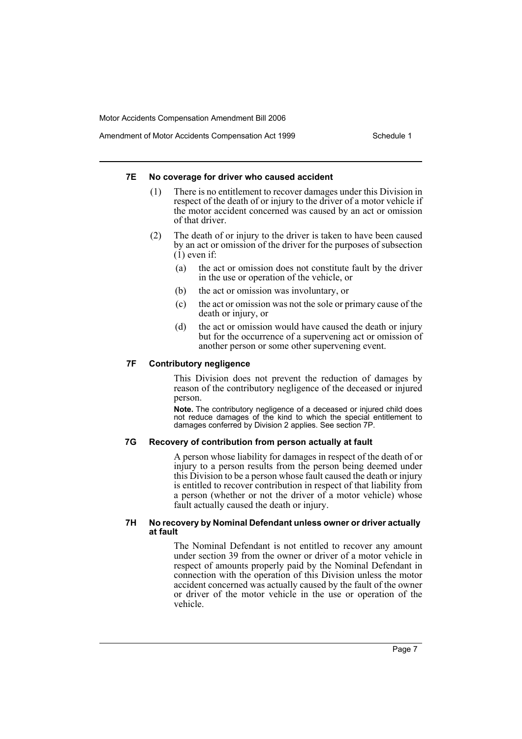#### 7E No coverage for driver who caused accident

(1) There is no entitlement to recover damages under this Division in respect of the death of or injury to the driver of a motor vehicle if the motor accident concerned was caused by an act or omission of that driver.

(2) The death of or injury to the driver is taken to have been caused by an act or omission of the driver for the purposes of subsection (1) even if:

(a) the act or omission does not constitute fault by the driver in the use or operation of the vehicle, or

(b) the act or omission was involuntary, or

(c) the act or omission was not the sole or primary cause of the death or injury, or

(d) the act or omission would have caused the death or injury but for the occurrence of a supervening act or omission of another person or some other supervening event.

#### 7F Contributory negligence

This Division does not prevent the reduction of damages by reason of the contributory negligence of the deceased or injured person.

**Note.** The contributory negligence of a deceased or injured child does not reduce damages of the kind to which the special entitlement to damages conferred by Division 2 applies. See section 7P.

#### 7G Recovery of contribution from person actually at fault

A person whose liability for damages in respect of the death of or injury to a person results from the person being deemed under this Division to be a person whose fault caused the death or injury is entitled to recover contribution in respect of that liability from a person (whether or not the driver of a motor vehicle) whose fault actually caused the death or injury.

#### 7H No recovery by Nominal Defendant unless owner or driver actually at fault

The Nominal Defendant is not entitled to recover any amount under section 39 from the owner or driver of a motor vehicle in respect of amounts properly paid by the Nominal Defendant in connection with the operation of this Division unless the motor accident concerned was actually caused by the fault of the owner or driver of the motor vehicle in the use or operation of the vehicle.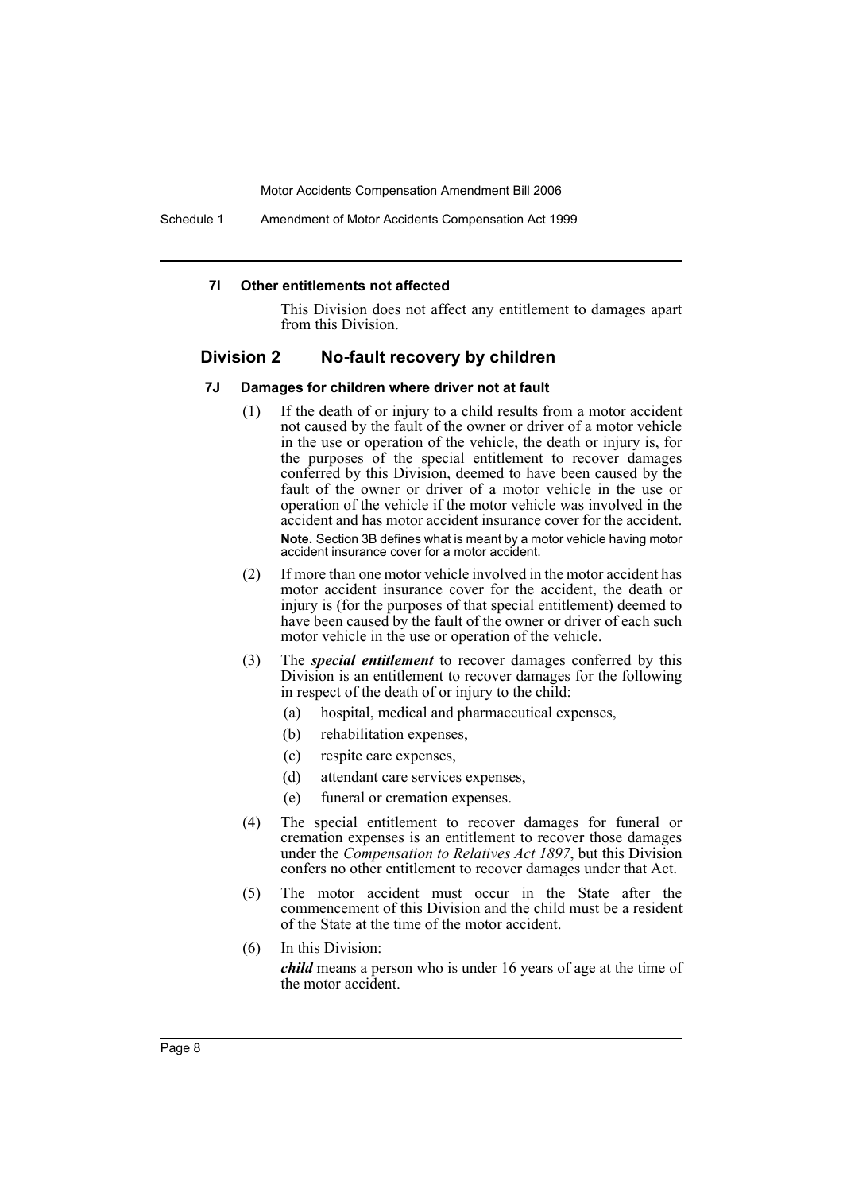#### 7I Other entitlements not affected

This Division does not affect any entitlement to damages apart from this Division.

### Division 2 No-fault recovery by children

#### 7J Damages for children where driver not at fault

(1) If the death of or injury to a child results from a motor accident not caused by the fault of the owner or driver of a motor vehicle in the use or operation of the vehicle, the death or injury is, for the purposes of the special entitlement to recover damages conferred by this Division, deemed to have been caused by the fault of the owner or driver of a motor vehicle in the use or operation of the vehicle if the motor vehicle was involved in the accident and has motor accident insurance cover for the accident.

**Note.** Section 3B defines what is meant by a motor vehicle having motor accident insurance cover for a motor accident.

(2) If more than one motor vehicle involved in the motor accident has motor accident insurance cover for the accident, the death or injury is (for the purposes of that special entitlement) deemed to have been caused by the fault of the owner or driver of each such motor vehicle in the use or operation of the vehicle.

(3) The ***special entitlement*** to recover damages conferred by this Division is an entitlement to recover damages for the following in respect of the death of or injury to the child:

- (a) hospital, medical and pharmaceutical expenses,
- (b) rehabilitation expenses,
- (c) respite care expenses,
- (d) attendant care services expenses,
- (e) funeral or cremation expenses.

(4) The special entitlement to recover damages for funeral or cremation expenses is an entitlement to recover those damages under the *Compensation to Relatives Act 1897*, but this Division confers no other entitlement to recover damages under that Act.

(5) The motor accident must occur in the State after the commencement of this Division and the child must be a resident of the State at the time of the motor accident.

(6) In this Division:

***child*** means a person who is under 16 years of age at the time of the motor accident.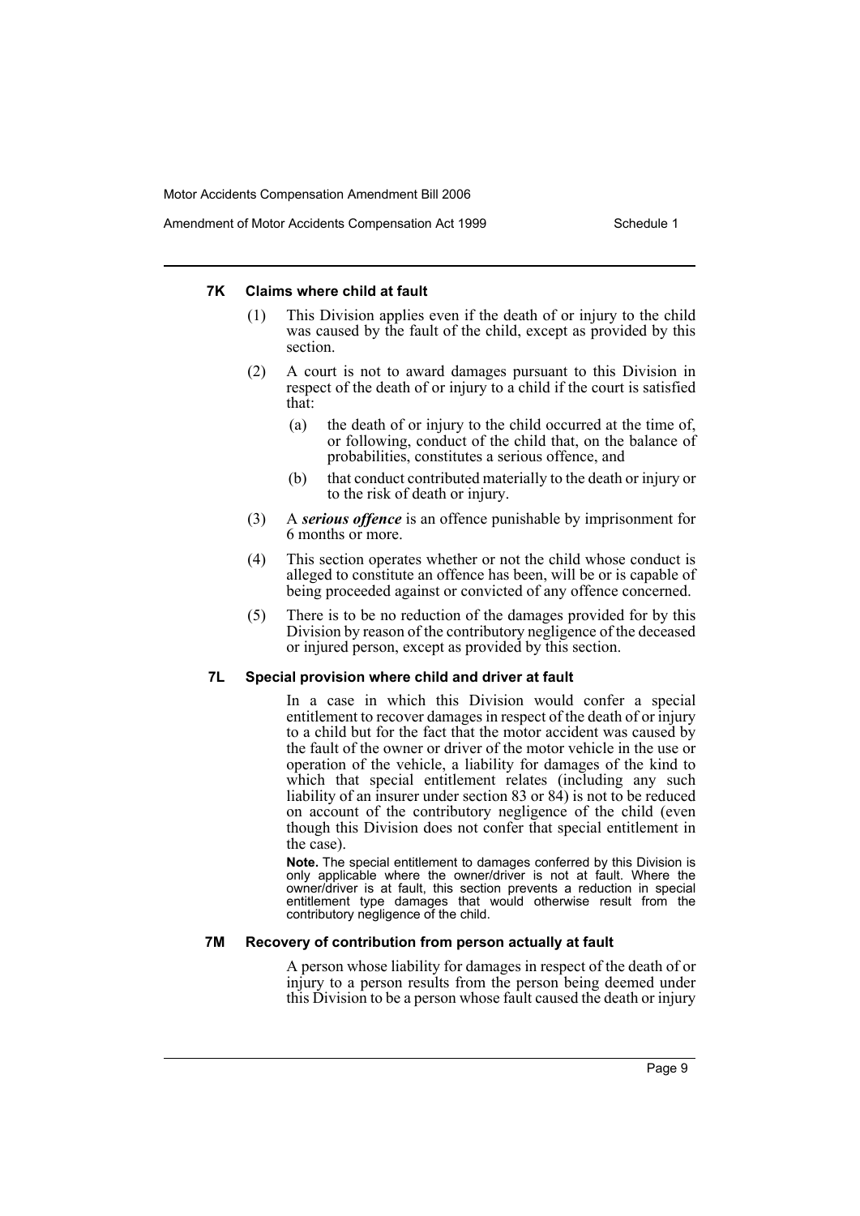#### 7K Claims where child at fault

(1) This Division applies even if the death of or injury to the child was caused by the fault of the child, except as provided by this section.

(2) A court is not to award damages pursuant to this Division in respect of the death of or injury to a child if the court is satisfied that:

(a) the death of or injury to the child occurred at the time of, or following, conduct of the child that, on the balance of probabilities, constitutes a serious offence, and

(b) that conduct contributed materially to the death or injury or to the risk of death or injury.

(3) A ***serious offence*** is an offence punishable by imprisonment for 6 months or more.

(4) This section operates whether or not the child whose conduct is alleged to constitute an offence has been, will be or is capable of being proceeded against or convicted of any offence concerned.

(5) There is to be no reduction of the damages provided for by this Division by reason of the contributory negligence of the deceased or injured person, except as provided by this section.

#### 7L Special provision where child and driver at fault

In a case in which this Division would confer a special entitlement to recover damages in respect of the death of or injury to a child but for the fact that the motor accident was caused by the fault of the owner or driver of the motor vehicle in the use or operation of the vehicle, a liability for damages of the kind to which that special entitlement relates (including any such liability of an insurer under section 83 or 84) is not to be reduced on account of the contributory negligence of the child (even though this Division does not confer that special entitlement in the case).

**Note.** The special entitlement to damages conferred by this Division is only applicable where the owner/driver is not at fault. Where the owner/driver is at fault, this section prevents a reduction in special entitlement type damages that would otherwise result from the contributory negligence of the child.

#### 7M Recovery of contribution from person actually at fault

A person whose liability for damages in respect of the death of or injury to a person results from the person being deemed under this Division to be a person whose fault caused the death or injury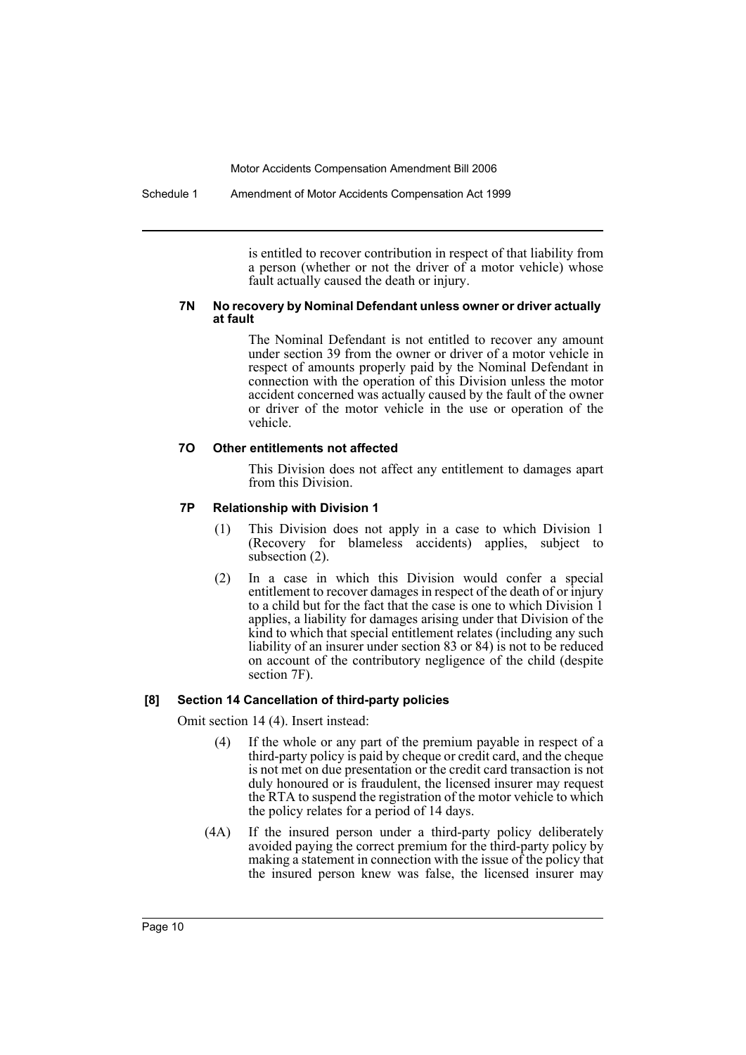is entitled to recover contribution in respect of that liability from a person (whether or not the driver of a motor vehicle) whose fault actually caused the death or injury.

#### 7N No recovery by Nominal Defendant unless owner or driver actually at fault

The Nominal Defendant is not entitled to recover any amount under section 39 from the owner or driver of a motor vehicle in respect of amounts properly paid by the Nominal Defendant in connection with the operation of this Division unless the motor accident concerned was actually caused by the fault of the owner or driver of the motor vehicle in the use or operation of the vehicle.

#### 7O Other entitlements not affected

This Division does not affect any entitlement to damages apart from this Division.

#### 7P Relationship with Division 1

(1) This Division does not apply in a case to which Division 1 (Recovery for blameless accidents) applies, subject to subsection (2).

(2) In a case in which this Division would confer a special entitlement to recover damages in respect of the death of or injury to a child but for the fact that the case is one to which Division 1 applies, a liability for damages arising under that Division of the kind to which that special entitlement relates (including any such liability of an insurer under section 83 or 84) is not to be reduced on account of the contributory negligence of the child (despite section 7F).

### [8] Section 14 Cancellation of third-party policies

Omit section 14 (4). Insert instead:

(4) If the whole or any part of the premium payable in respect of a third-party policy is paid by cheque or credit card, and the cheque is not met on due presentation or the credit card transaction is not duly honoured or is fraudulent, the licensed insurer may request the RTA to suspend the registration of the motor vehicle to which the policy relates for a period of 14 days.

(4A) If the insured person under a third-party policy deliberately avoided paying the correct premium for the third-party policy by making a statement in connection with the issue of the policy that the insured person knew was false, the licensed insurer may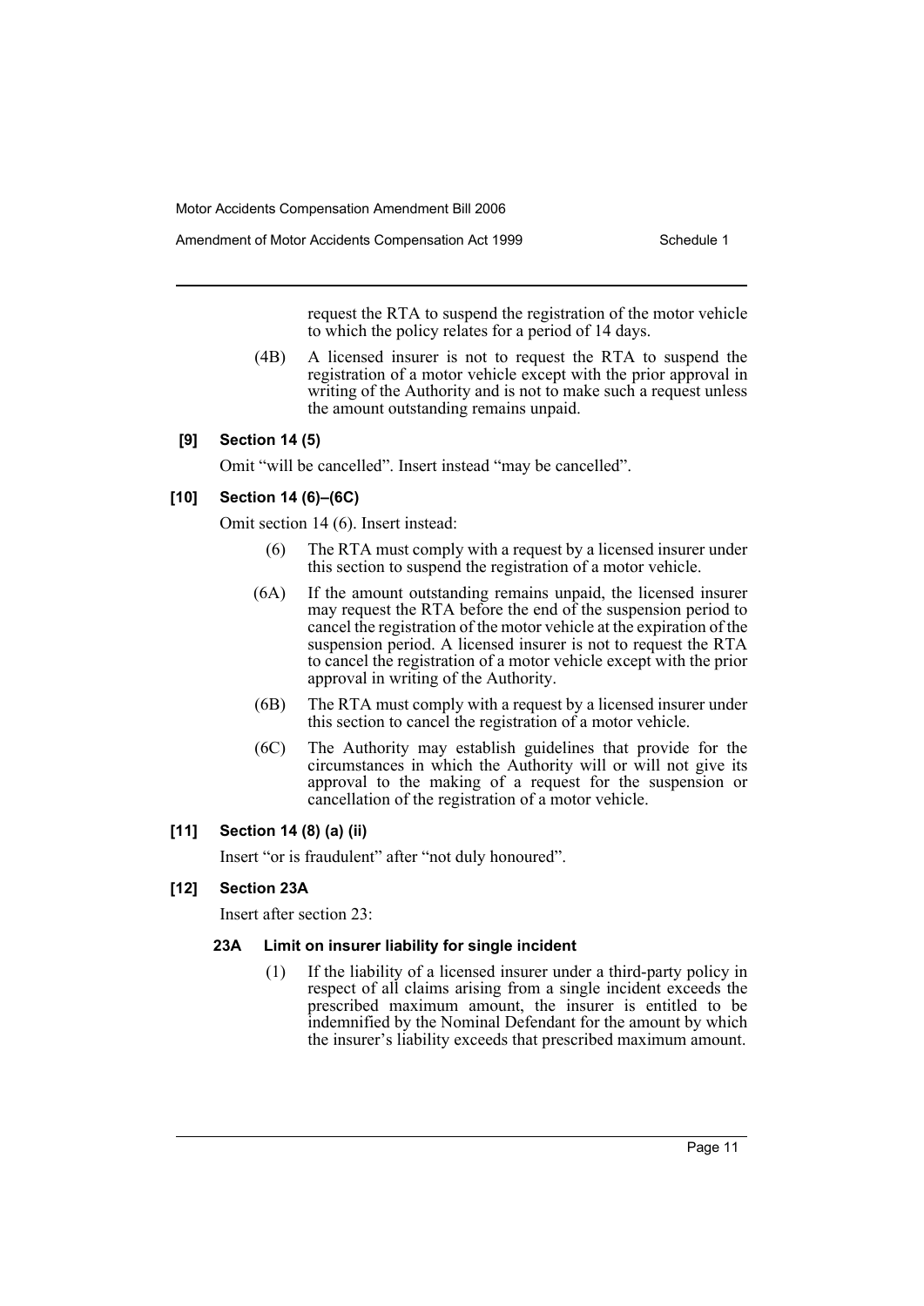request the RTA to suspend the registration of the motor vehicle to which the policy relates for a period of 14 days.

(4B) A licensed insurer is not to request the RTA to suspend the registration of a motor vehicle except with the prior approval in writing of the Authority and is not to make such a request unless the amount outstanding remains unpaid.

**[9] Section 14 (5)**

Omit "will be cancelled". Insert instead "may be cancelled".

**[10] Section 14 (6)–(6C)**

Omit section 14 (6). Insert instead:

(6) The RTA must comply with a request by a licensed insurer under this section to suspend the registration of a motor vehicle.

(6A) If the amount outstanding remains unpaid, the licensed insurer may request the RTA before the end of the suspension period to cancel the registration of the motor vehicle at the expiration of the suspension period. A licensed insurer is not to request the RTA to cancel the registration of a motor vehicle except with the prior approval in writing of the Authority.

(6B) The RTA must comply with a request by a licensed insurer under this section to cancel the registration of a motor vehicle.

(6C) The Authority may establish guidelines that provide for the circumstances in which the Authority will or will not give its approval to the making of a request for the suspension or cancellation of the registration of a motor vehicle.

**[11] Section 14 (8) (a) (ii)**

Insert "or is fraudulent" after "not duly honoured".

**[12] Section 23A**

Insert after section 23:

**23A Limit on insurer liability for single incident**

(1) If the liability of a licensed insurer under a third-party policy in respect of all claims arising from a single incident exceeds the prescribed maximum amount, the insurer is entitled to be indemnified by the Nominal Defendant for the amount by which the insurer's liability exceeds that prescribed maximum amount.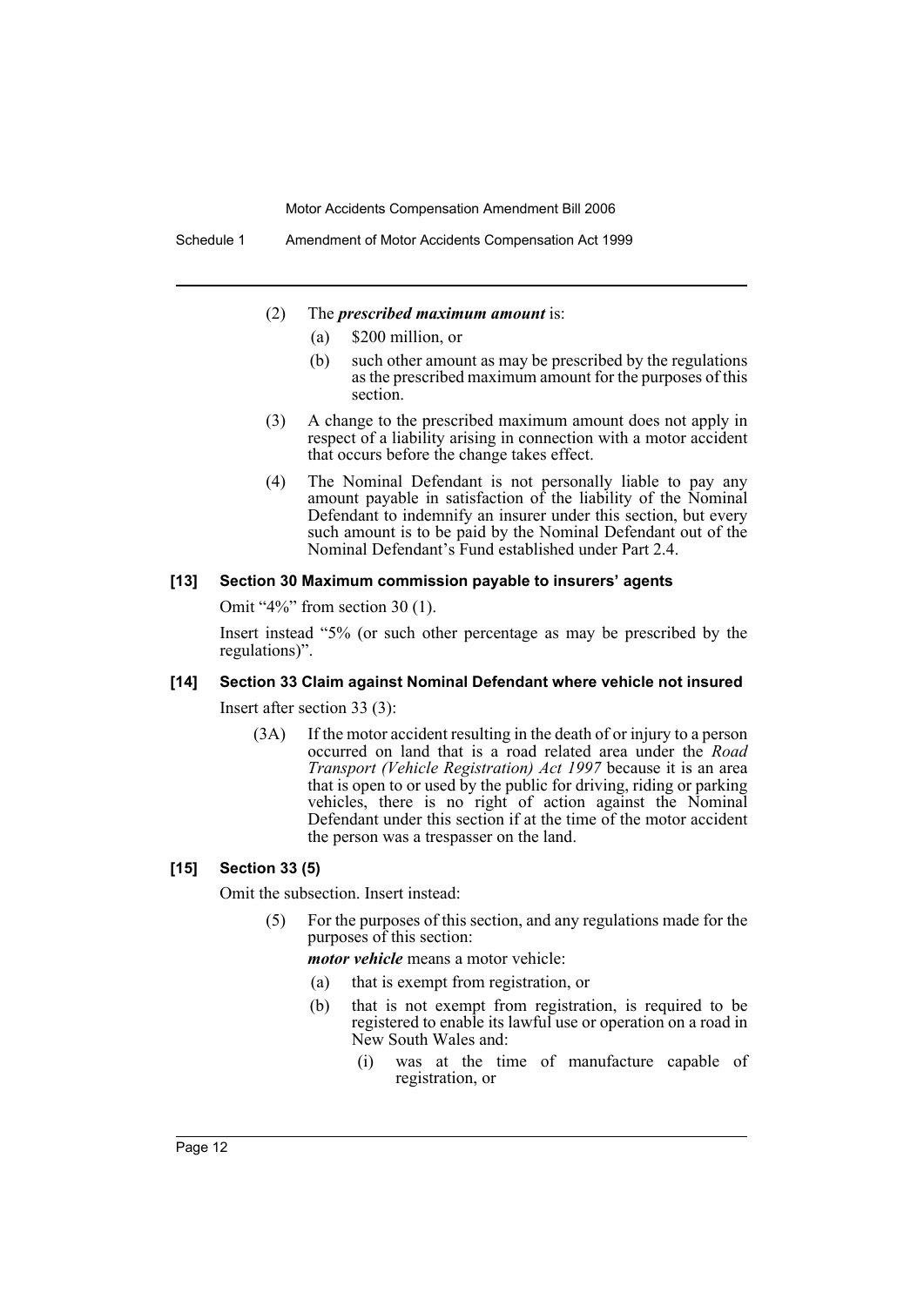(2) The ***prescribed maximum amount*** is:

(a) $200 million, or

(b) such other amount as may be prescribed by the regulations as the prescribed maximum amount for the purposes of this section.

(3) A change to the prescribed maximum amount does not apply in respect of a liability arising in connection with a motor accident that occurs before the change takes effect.

(4) The Nominal Defendant is not personally liable to pay any amount payable in satisfaction of the liability of the Nominal Defendant to indemnify an insurer under this section, but every such amount is to be paid by the Nominal Defendant out of the Nominal Defendant's Fund established under Part 2.4.

#### [13] Section 30 Maximum commission payable to insurers' agents

Omit "4%" from section 30 (1).

Insert instead "5% (or such other percentage as may be prescribed by the regulations)".

#### [14] Section 33 Claim against Nominal Defendant where vehicle not insured

Insert after section 33 (3):

(3A) If the motor accident resulting in the death of or injury to a person occurred on land that is a road related area under the *Road Transport (Vehicle Registration) Act 1997* because it is an area that is open to or used by the public for driving, riding or parking vehicles, there is no right of action against the Nominal Defendant under this section if at the time of the motor accident the person was a trespasser on the land.

#### [15] Section 33 (5)

Omit the subsection. Insert instead:

(5) For the purposes of this section, and any regulations made for the purposes of this section:

***motor vehicle*** means a motor vehicle:

(a) that is exempt from registration, or

(b) that is not exempt from registration, is required to be registered to enable its lawful use or operation on a road in New South Wales and:

(i) was at the time of manufacture capable of registration, or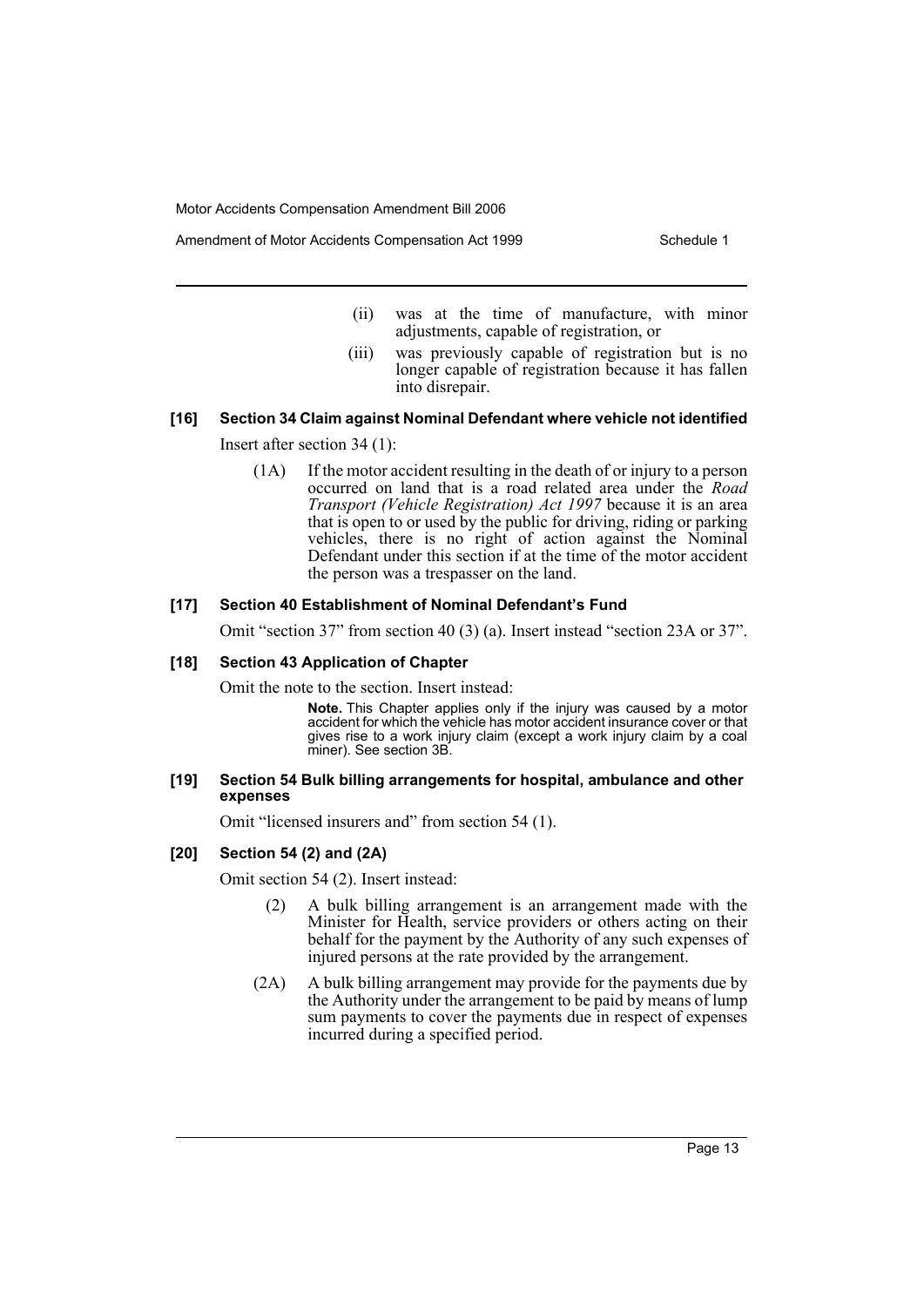(ii) was at the time of manufacture, with minor adjustments, capable of registration, or

(iii) was previously capable of registration but is no longer capable of registration because it has fallen into disrepair.

#### [16] Section 34 Claim against Nominal Defendant where vehicle not identified

Insert after section 34 (1):

(1A) If the motor accident resulting in the death of or injury to a person occurred on land that is a road related area under the *Road Transport (Vehicle Registration) Act 1997* because it is an area that is open to or used by the public for driving, riding or parking vehicles, there is no right of action against the Nominal Defendant under this section if at the time of the motor accident the person was a trespasser on the land.

#### [17] Section 40 Establishment of Nominal Defendant's Fund

Omit "section 37" from section 40 (3) (a). Insert instead "section 23A or 37".

#### [18] Section 43 Application of Chapter

Omit the note to the section. Insert instead:

**Note.** This Chapter applies only if the injury was caused by a motor accident for which the vehicle has motor accident insurance cover or that gives rise to a work injury claim (except a work injury claim by a coal miner). See section 3B.

#### [19] Section 54 Bulk billing arrangements for hospital, ambulance and other expenses

Omit "licensed insurers and" from section 54 (1).

#### [20] Section 54 (2) and (2A)

Omit section 54 (2). Insert instead:

(2) A bulk billing arrangement is an arrangement made with the Minister for Health, service providers or others acting on their behalf for the payment by the Authority of any such expenses of injured persons at the rate provided by the arrangement.

(2A) A bulk billing arrangement may provide for the payments due by the Authority under the arrangement to be paid by means of lump sum payments to cover the payments due in respect of expenses incurred during a specified period.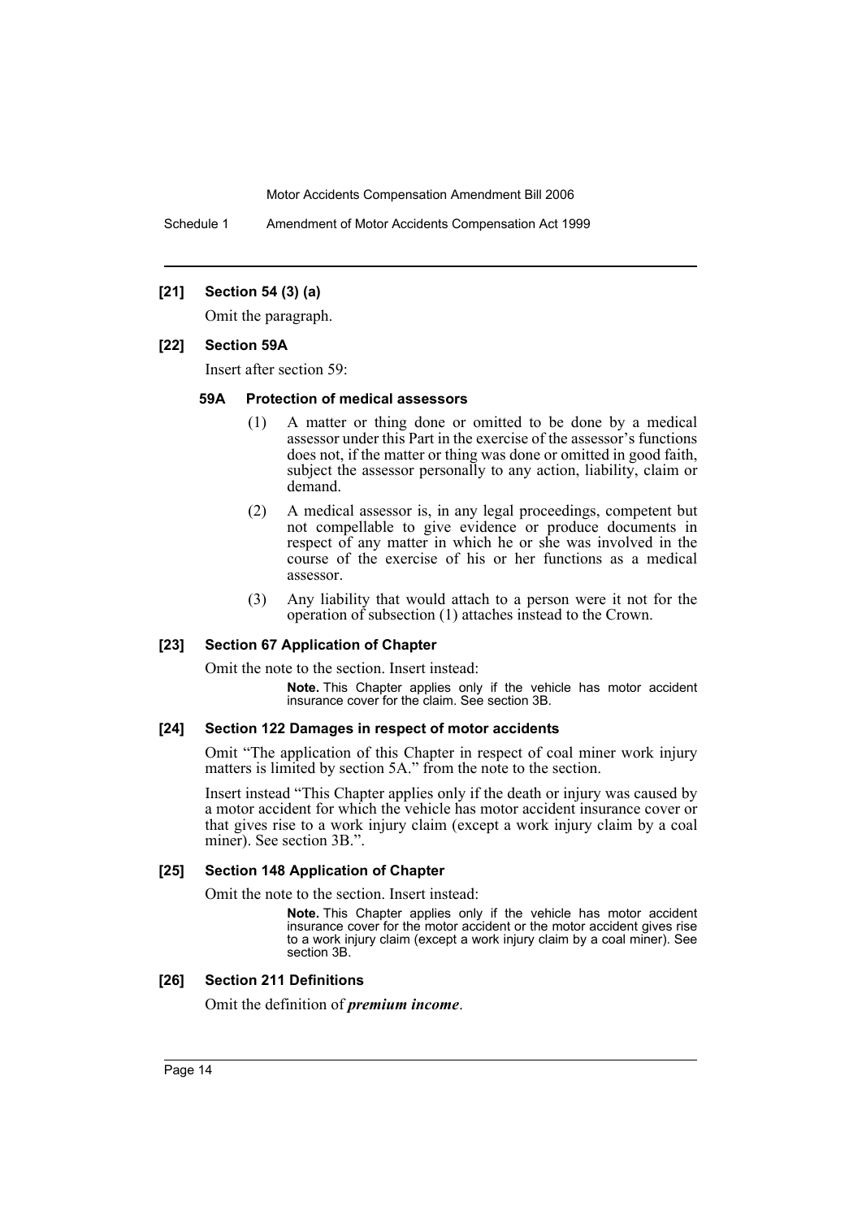**[21] Section 54 (3) (a)**

Omit the paragraph.

**[22] Section 59A**

Insert after section 59:

**59A Protection of medical assessors**

(1) A matter or thing done or omitted to be done by a medical assessor under this Part in the exercise of the assessor's functions does not, if the matter or thing was done or omitted in good faith, subject the assessor personally to any action, liability, claim or demand.

(2) A medical assessor is, in any legal proceedings, competent but not compellable to give evidence or produce documents in respect of any matter in which he or she was involved in the course of the exercise of his or her functions as a medical assessor.

(3) Any liability that would attach to a person were it not for the operation of subsection (1) attaches instead to the Crown.

**[23] Section 67 Application of Chapter**

Omit the note to the section. Insert instead:

**Note.** This Chapter applies only if the vehicle has motor accident insurance cover for the claim. See section 3B.

**[24] Section 122 Damages in respect of motor accidents**

Omit "The application of this Chapter in respect of coal miner work injury matters is limited by section 5A." from the note to the section.

Insert instead "This Chapter applies only if the death or injury was caused by a motor accident for which the vehicle has motor accident insurance cover or that gives rise to a work injury claim (except a work injury claim by a coal miner). See section 3B.".

**[25] Section 148 Application of Chapter**

Omit the note to the section. Insert instead:

**Note.** This Chapter applies only if the vehicle has motor accident insurance cover for the motor accident or the motor accident gives rise to a work injury claim (except a work injury claim by a coal miner). See section 3B.

**[26] Section 211 Definitions**

Omit the definition of ***premium income***.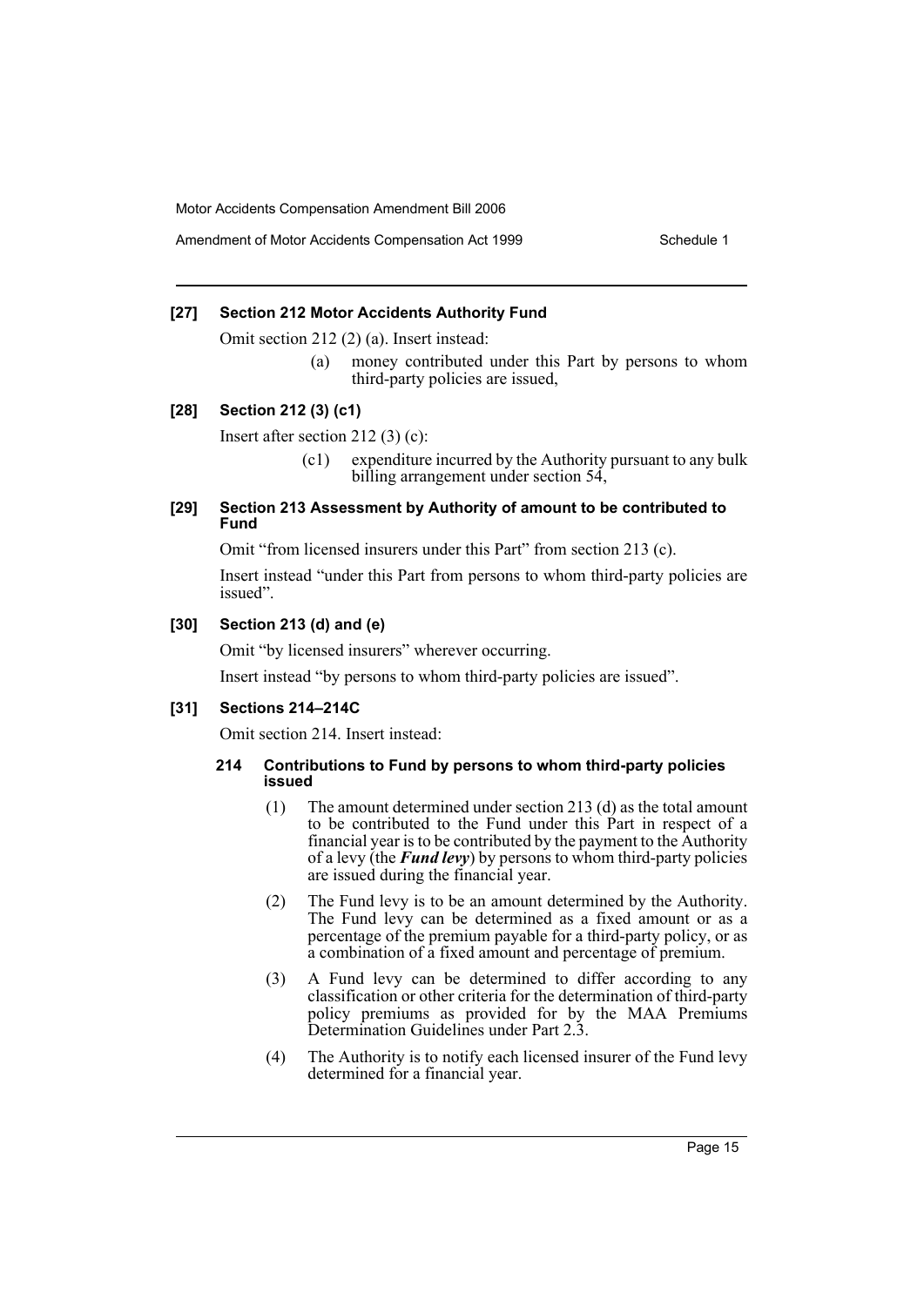#### [27] Section 212 Motor Accidents Authority Fund

Omit section 212 (2) (a). Insert instead:

> (a) money contributed under this Part by persons to whom third-party policies are issued,

#### [28] Section 212 (3) (c1)

Insert after section 212 (3) (c):

> (c1) expenditure incurred by the Authority pursuant to any bulk billing arrangement under section 54,

#### [29] Section 213 Assessment by Authority of amount to be contributed to Fund

Omit "from licensed insurers under this Part" from section 213 (c).

Insert instead "under this Part from persons to whom third-party policies are issued".

#### [30] Section 213 (d) and (e)

Omit "by licensed insurers" wherever occurring.

Insert instead "by persons to whom third-party policies are issued".

#### [31] Sections 214–214C

Omit section 214. Insert instead:

> **214 Contributions to Fund by persons to whom third-party policies issued**
>
> (1) The amount determined under section 213 (d) as the total amount to be contributed to the Fund under this Part in respect of a financial year is to be contributed by the payment to the Authority of a levy (the ***Fund levy***) by persons to whom third-party policies are issued during the financial year.
>
> (2) The Fund levy is to be an amount determined by the Authority. The Fund levy can be determined as a fixed amount or as a percentage of the premium payable for a third-party policy, or as a combination of a fixed amount and percentage of premium.
>
> (3) A Fund levy can be determined to differ according to any classification or other criteria for the determination of third-party policy premiums as provided for by the MAA Premiums Determination Guidelines under Part 2.3.
>
> (4) The Authority is to notify each licensed insurer of the Fund levy determined for a financial year.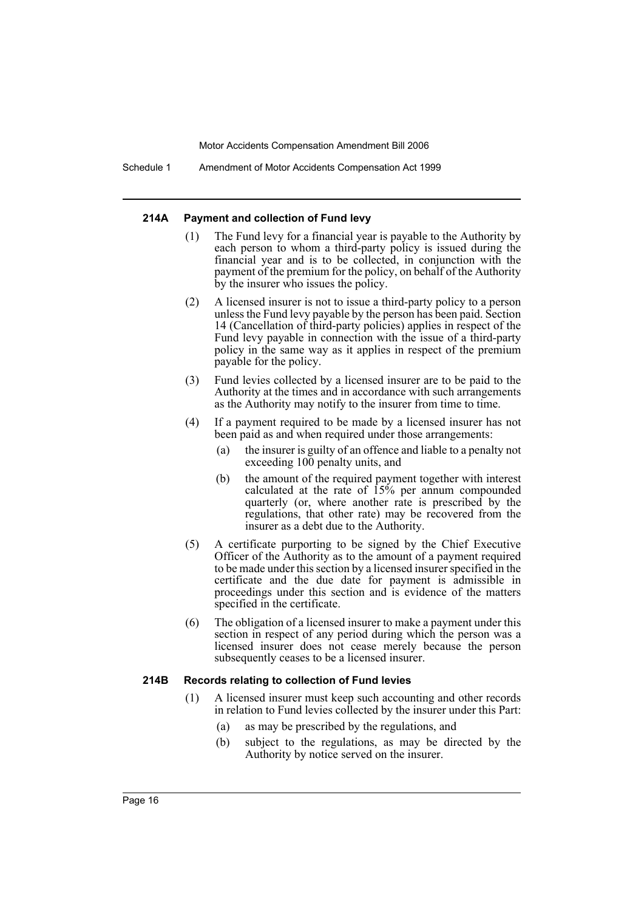#### 214A Payment and collection of Fund levy

(1) The Fund levy for a financial year is payable to the Authority by each person to whom a third-party policy is issued during the financial year and is to be collected, in conjunction with the payment of the premium for the policy, on behalf of the Authority by the insurer who issues the policy.

(2) A licensed insurer is not to issue a third-party policy to a person unless the Fund levy payable by the person has been paid. Section 14 (Cancellation of third-party policies) applies in respect of the Fund levy payable in connection with the issue of a third-party policy in the same way as it applies in respect of the premium payable for the policy.

(3) Fund levies collected by a licensed insurer are to be paid to the Authority at the times and in accordance with such arrangements as the Authority may notify to the insurer from time to time.

(4) If a payment required to be made by a licensed insurer has not been paid as and when required under those arrangements:

- (a) the insurer is guilty of an offence and liable to a penalty not exceeding 100 penalty units, and
- (b) the amount of the required payment together with interest calculated at the rate of 15% per annum compounded quarterly (or, where another rate is prescribed by the regulations, that other rate) may be recovered from the insurer as a debt due to the Authority.

(5) A certificate purporting to be signed by the Chief Executive Officer of the Authority as to the amount of a payment required to be made under this section by a licensed insurer specified in the certificate and the due date for payment is admissible in proceedings under this section and is evidence of the matters specified in the certificate.

(6) The obligation of a licensed insurer to make a payment under this section in respect of any period during which the person was a licensed insurer does not cease merely because the person subsequently ceases to be a licensed insurer.

#### 214B Records relating to collection of Fund levies

(1) A licensed insurer must keep such accounting and other records in relation to Fund levies collected by the insurer under this Part:

- (a) as may be prescribed by the regulations, and
- (b) subject to the regulations, as may be directed by the Authority by notice served on the insurer.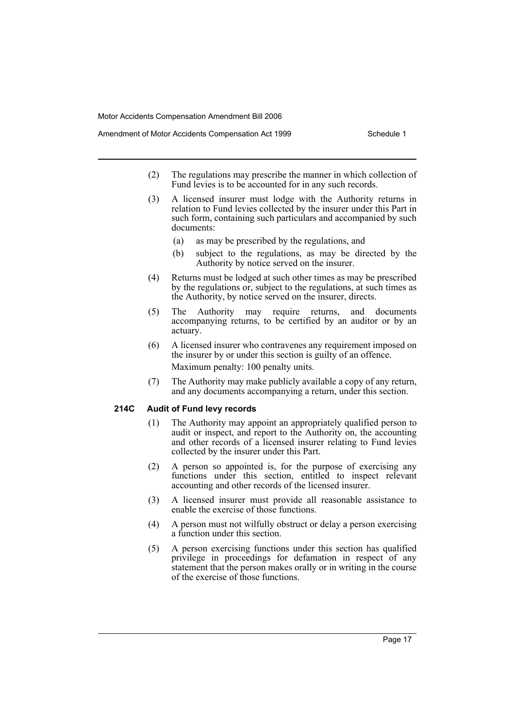(2) The regulations may prescribe the manner in which collection of Fund levies is to be accounted for in any such records.

(3) A licensed insurer must lodge with the Authority returns in relation to Fund levies collected by the insurer under this Part in such form, containing such particulars and accompanied by such documents:

- (a) as may be prescribed by the regulations, and
- (b) subject to the regulations, as may be directed by the Authority by notice served on the insurer.

(4) Returns must be lodged at such other times as may be prescribed by the regulations or, subject to the regulations, at such times as the Authority, by notice served on the insurer, directs.

(5) The Authority may require returns, and documents accompanying returns, to be certified by an auditor or by an actuary.

(6) A licensed insurer who contravenes any requirement imposed on the insurer by or under this section is guilty of an offence.

Maximum penalty: 100 penalty units.

(7) The Authority may make publicly available a copy of any return, and any documents accompanying a return, under this section.

**214C Audit of Fund levy records**

(1) The Authority may appoint an appropriately qualified person to audit or inspect, and report to the Authority on, the accounting and other records of a licensed insurer relating to Fund levies collected by the insurer under this Part.

(2) A person so appointed is, for the purpose of exercising any functions under this section, entitled to inspect relevant accounting and other records of the licensed insurer.

(3) A licensed insurer must provide all reasonable assistance to enable the exercise of those functions.

(4) A person must not wilfully obstruct or delay a person exercising a function under this section.

(5) A person exercising functions under this section has qualified privilege in proceedings for defamation in respect of any statement that the person makes orally or in writing in the course of the exercise of those functions.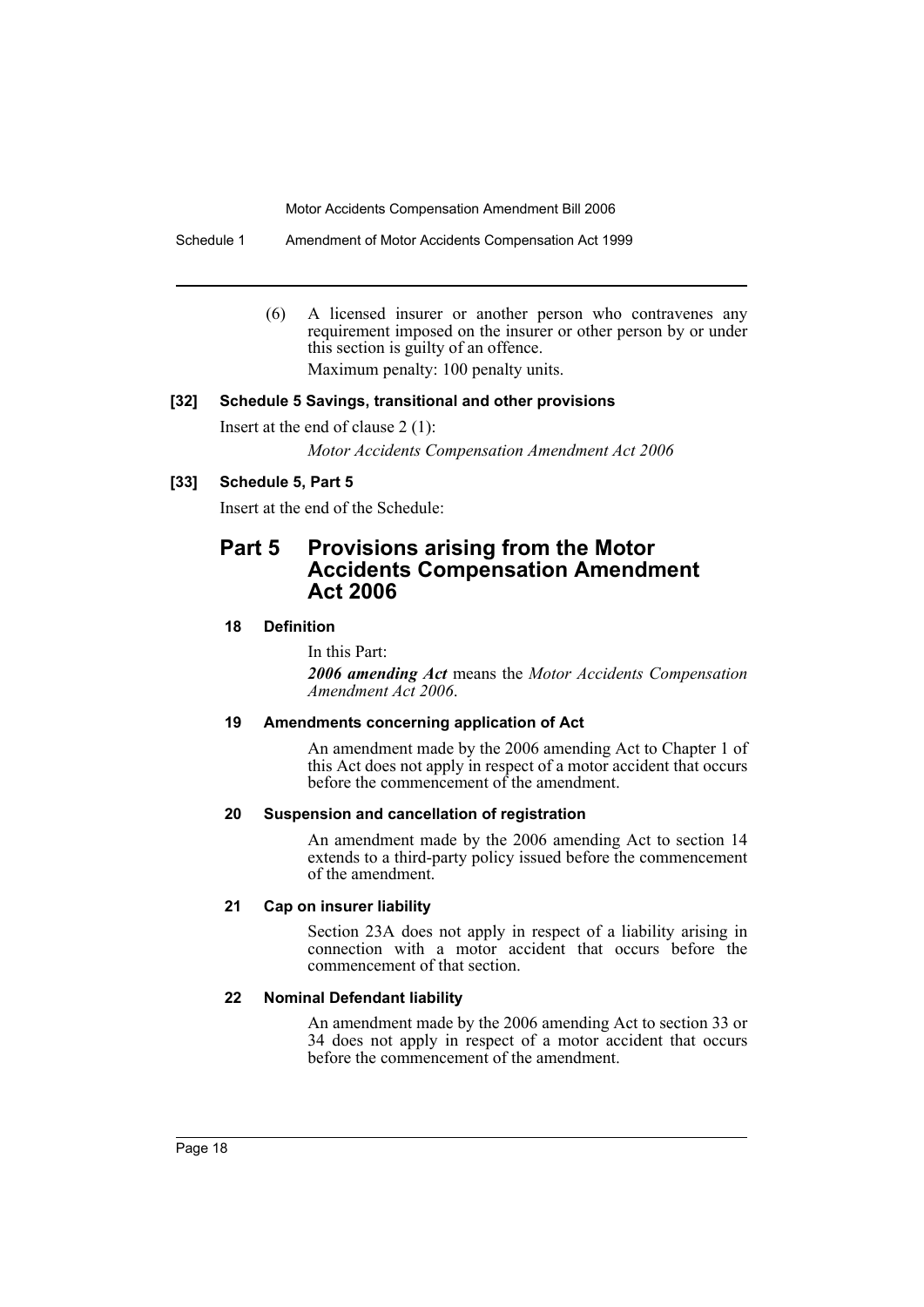(6) A licensed insurer or another person who contravenes any requirement imposed on the insurer or other person by or under this section is guilty of an offence.

Maximum penalty: 100 penalty units.

**[32] Schedule 5 Savings, transitional and other provisions**

Insert at the end of clause 2 (1):

*Motor Accidents Compensation Amendment Act 2006*

**[33] Schedule 5, Part 5**

Insert at the end of the Schedule:

## Part 5 Provisions arising from the Motor Accidents Compensation Amendment Act 2006

### 18 Definition

In this Part:

***2006 amending Act*** means the *Motor Accidents Compensation Amendment Act 2006*.

### 19 Amendments concerning application of Act

An amendment made by the 2006 amending Act to Chapter 1 of this Act does not apply in respect of a motor accident that occurs before the commencement of the amendment.

### 20 Suspension and cancellation of registration

An amendment made by the 2006 amending Act to section 14 extends to a third-party policy issued before the commencement of the amendment.

### 21 Cap on insurer liability

Section 23A does not apply in respect of a liability arising in connection with a motor accident that occurs before the commencement of that section.

### 22 Nominal Defendant liability

An amendment made by the 2006 amending Act to section 33 or 34 does not apply in respect of a motor accident that occurs before the commencement of the amendment.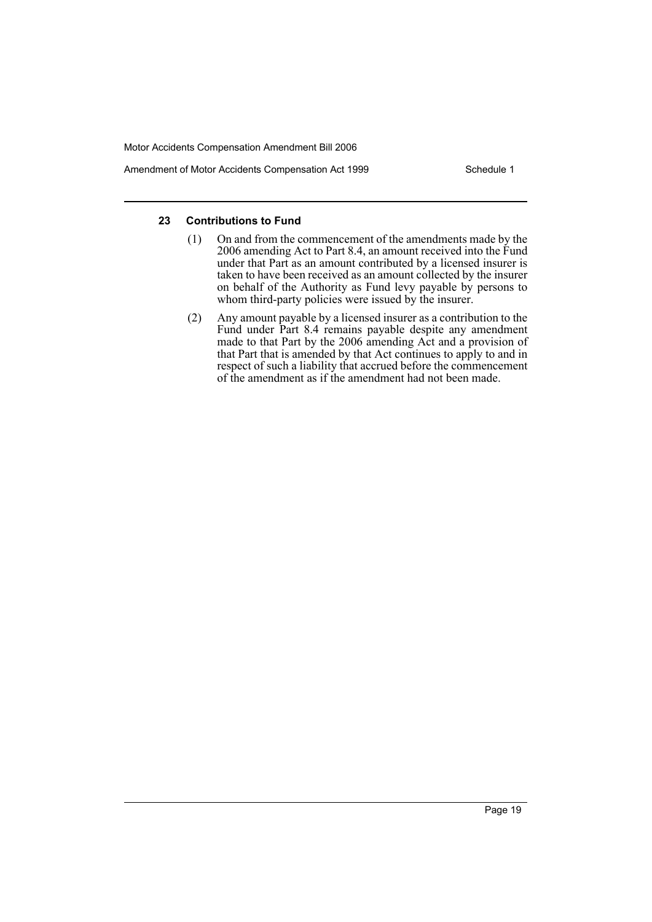#### 23 Contributions to Fund

(1) On and from the commencement of the amendments made by the 2006 amending Act to Part 8.4, an amount received into the Fund under that Part as an amount contributed by a licensed insurer is taken to have been received as an amount collected by the insurer on behalf of the Authority as Fund levy payable by persons to whom third-party policies were issued by the insurer.

(2) Any amount payable by a licensed insurer as a contribution to the Fund under Part 8.4 remains payable despite any amendment made to that Part by the 2006 amending Act and a provision of that Part that is amended by that Act continues to apply to and in respect of such a liability that accrued before the commencement of the amendment as if the amendment had not been made.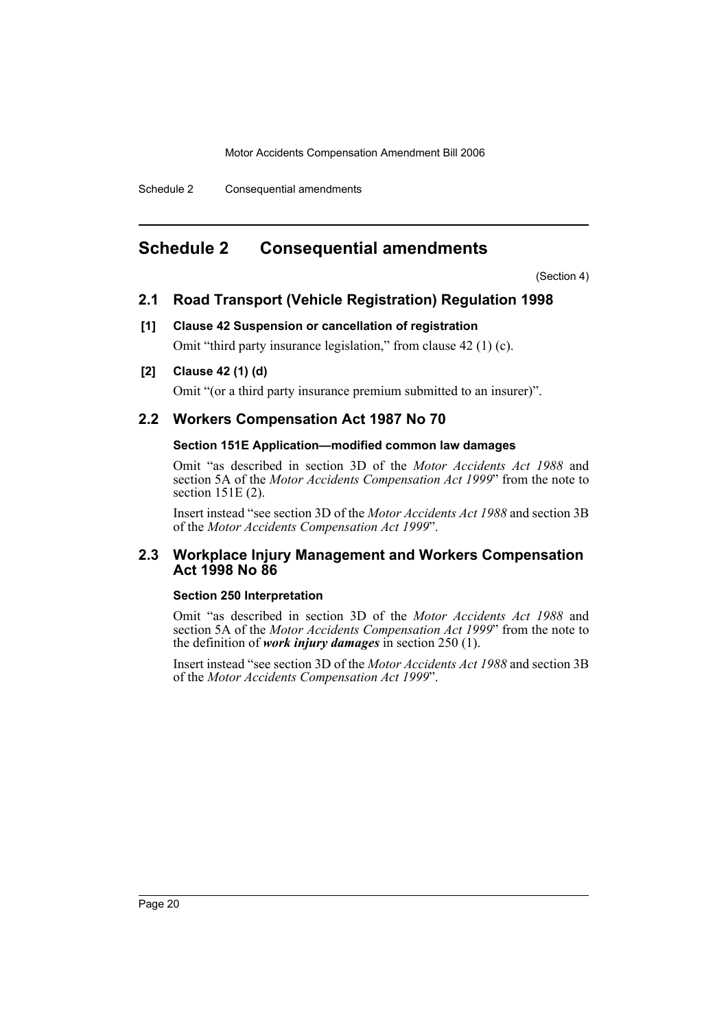# Schedule 2 Consequential amendments

(Section 4)

## 2.1 Road Transport (Vehicle Registration) Regulation 1998

### [1] Clause 42 Suspension or cancellation of registration

Omit "third party insurance legislation," from clause 42 (1) (c).

### [2] Clause 42 (1) (d)

Omit "(or a third party insurance premium submitted to an insurer)".

## 2.2 Workers Compensation Act 1987 No 70

### Section 151E Application—modified common law damages

Omit "as described in section 3D of the *Motor Accidents Act 1988* and section 5A of the *Motor Accidents Compensation Act 1999*" from the note to section 151E (2).

Insert instead "see section 3D of the *Motor Accidents Act 1988* and section 3B of the *Motor Accidents Compensation Act 1999*".

## 2.3 Workplace Injury Management and Workers Compensation Act 1998 No 86

### Section 250 Interpretation

Omit "as described in section 3D of the *Motor Accidents Act 1988* and section 5A of the *Motor Accidents Compensation Act 1999*" from the note to the definition of ***work injury damages*** in section 250 (1).

Insert instead "see section 3D of the *Motor Accidents Act 1988* and section 3B of the *Motor Accidents Compensation Act 1999*".